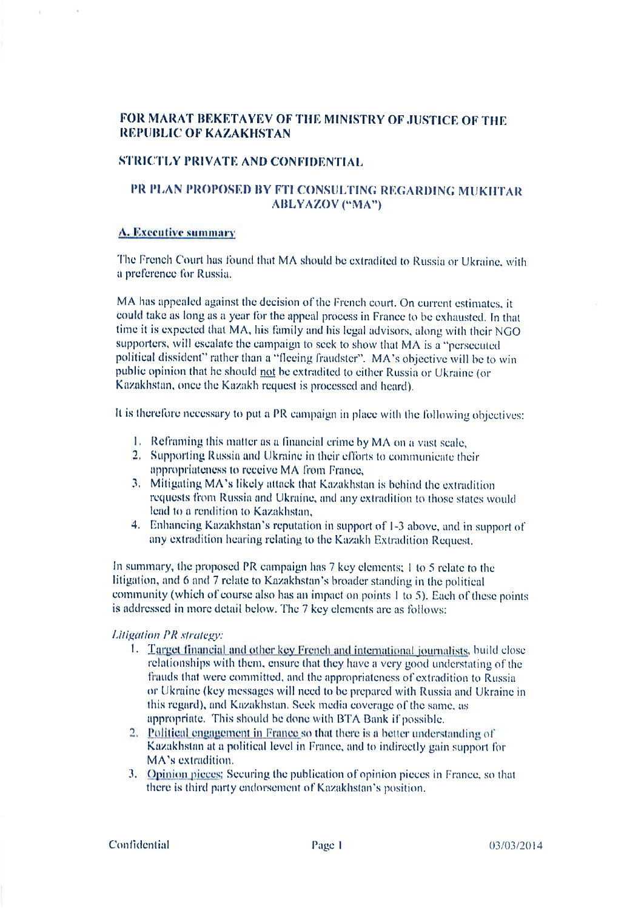## FOR MARAT BEKETAYEV OF THE MINISTRY OF JUSTICE OF THE REPUBLIC OF KAZAKHSTAN

## STRICTLY PRIVATE AND CONFIDENTIAL

## PR PLAN PROPOSED BY FTI CONSULTING REGARDING MUKHTAR ABLYAZOV ("MA")

### A. Executive summary

The French Court has found that MA should be extradited to Russia or Ukraine, with a preference for Russia.

MA has appealed against the decision of the French court. On current estimates, it could take as long as a year for the appeal process in France to be exhausted. In that time it is expected that MA, his family and his legal advisors, along with their NGO supporters, will escalate the campaign to seek to show that MA is a "persecuted political dissident" rather than a "fleeing fraudster". MA's objective will be to win public opinion that he should not be extradited to either Russia or Ukraine (or Kazakhstan, once the Kazakh request is processed and heard).

It is therefore necessary to put a PR campaign in place with the following objectives:

1. Reframing this matter as a financial crime by MA on a vast scale,
2. Supporting Russia and Ukraine in their efforts to communicate their appropriateness to receive MA from France,
3. Mitigating MA's likely attack that Kazakhstan is behind the extradition requests from Russia and Ukraine, and any extradition to those states would lead to a rendition to Kazakhstan,
4. Enhancing Kazakhstan's reputation in support of 1-3 above, and in support of any extradition hearing relating to the Kazakh Extradition Request.

In summary, the proposed PR campaign has 7 key elements; 1 to 5 relate to the litigation, and 6 and 7 relate to Kazakhstan's broader standing in the political community (which of course also has an impact on points 1 to 5). Each of these points is addressed in more detail below. The 7 key elements are as follows:

*Litigation PR strategy:*

1. Target financial and other key French and international journalists, build close relationships with them, ensure that they have a very good understating of the frauds that were committed, and the appropriateness of extradition to Russia or Ukraine (key messages will need to be prepared with Russia and Ukraine in this regard), and Kazakhstan. Seek media coverage of the same, as appropriate. This should be done with BTA Bank if possible.
2. Political engagement in France so that there is a better understanding of Kazakhstan at a political level in France, and to indirectly gain support for MA's extradition.
3. Opinion pieces: Securing the publication of opinion pieces in France, so that there is third party endorsement of Kazakhstan's position.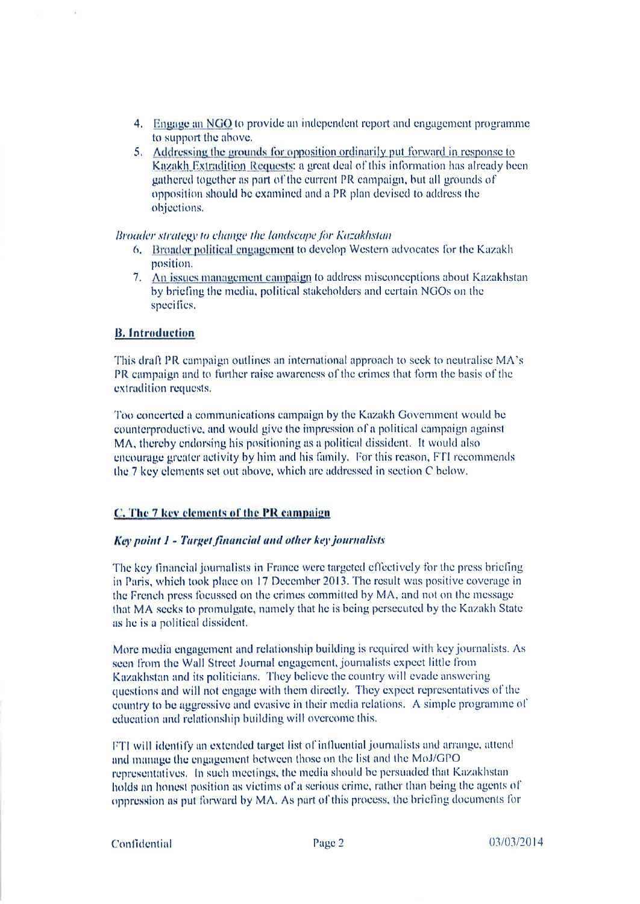4. Engage an NGO to provide an independent report and engagement programme to support the above.
5. Addressing the grounds for opposition ordinarily put forward in response to Kazakh Extradition Requests: a great deal of this information has already been gathered together as part of the current PR campaign, but all grounds of opposition should be examined and a PR plan devised to address the objections.

*Broader strategy to change the landscape for Kazakhstan*

6. Broader political engagement to develop Western advocates for the Kazakh position.
7. An issues management campaign to address misconceptions about Kazakhstan by briefing the media, political stakeholders and certain NGOs on the specifics.

## B. Introduction

This draft PR campaign outlines an international approach to seek to neutralise MA's PR campaign and to further raise awareness of the crimes that form the basis of the extradition requests.

Too concerted a communications campaign by the Kazakh Government would be counterproductive, and would give the impression of a political campaign against MA, thereby endorsing his positioning as a political dissident. It would also encourage greater activity by him and his family. For this reason, FTI recommends the 7 key elements set out above, which are addressed in section C below.

## C. The 7 key elements of the PR campaign

### *Key point 1 - Target financial and other key journalists*

The key financial journalists in France were targeted effectively for the press briefing in Paris, which took place on 17 December 2013. The result was positive coverage in the French press focussed on the crimes committed by MA, and not on the message that MA seeks to promulgate, namely that he is being persecuted by the Kazakh State as he is a political dissident.

More media engagement and relationship building is required with key journalists. As seen from the Wall Street Journal engagement, journalists expect little from Kazakhstan and its politicians. They believe the country will evade answering questions and will not engage with them directly. They expect representatives of the country to be aggressive and evasive in their media relations. A simple programme of education and relationship building will overcome this.

FTI will identify an extended target list of influential journalists and arrange, attend and manage the engagement between those on the list and the MoJ/GPO representatives. In such meetings, the media should be persuaded that Kazakhstan holds an honest position as victims of a serious crime, rather than being the agents of oppression as put forward by MA. As part of this process, the briefing documents for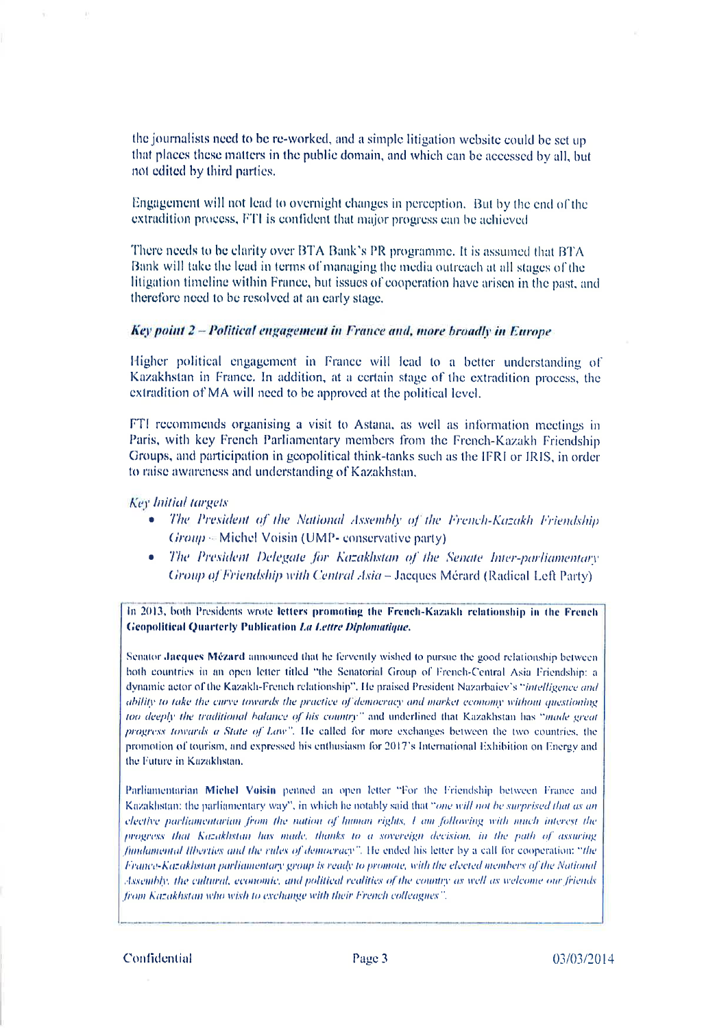the journalists need to be re-worked, and a simple litigation website could be set up that places these matters in the public domain, and which can be accessed by all, but not edited by third parties.

Engagement will not lead to overnight changes in perception. But by the end of the extradition process, FTI is confident that major progress can be achieved

There needs to be clarity over BTA Bank's PR programme. It is assumed that BTA Bank will take the lead in terms of managing the media outreach at all stages of the litigation timeline within France, but issues of cooperation have arisen in the past, and therefore need to be resolved at an early stage.

***Key point 2 – Political engagement in France and, more broadly in Europe***

Higher political engagement in France will lead to a better understanding of Kazakhstan in France. In addition, at a certain stage of the extradition process, the extradition of MA will need to be approved at the political level.

FTI recommends organising a visit to Astana, as well as information meetings in Paris, with key French Parliamentary members from the French-Kazakh Friendship Groups, and participation in geopolitical think-tanks such as the IFRI or IRIS, in order to raise awareness and understanding of Kazakhstan.

*Key Initial targets*

- *The President of the National Assembly of the French-Kazakh Friendship Group* – Michel Voisin (UMP- conservative party)
- *The President Delegate for Kazakhstan of the Senate Inter-parliamentary Group of Friendship with Central Asia* – Jacques Mérard (Radical Left Party)

**In 2013, both Presidents wrote letters promoting the French-Kazakh relationship in the French Geopolitical Quarterly Publication *La Lettre Diplomatique*.**

Senator **Jacques Mézard** announced that he fervently wished to pursue the good relationship between both countries in an open letter titled "the Senatorial Group of French-Central Asia Friendship: a dynamic actor of the Kazakh-French relationship". He praised President Nazarbaiev's "*intelligence and ability to take the curve towards the practice of democracy and market economy without questioning too deeply the traditional balance of his country*" and underlined that Kazakhstan has "*made great progress towards a State of Law*". He called for more exchanges between the two countries, the promotion of tourism, and expressed his enthusiasm for 2017's International Exhibition on Energy and the Future in Kazakhstan.

Parliamentarian **Michel Voisin** penned an open letter "For the Friendship between France and Kazakhstan: the parliamentary way", in which he notably said that "*one will not be surprised that as an elective parliamentarian from the nation of human rights, I am following with much interest the progress that Kazakhstan has made, thanks to a sovereign decision, in the path of assuring fundamental liberties and the rules of democracy*". He ended his letter by a call for cooperation: "*the France-Kazakhstan parliamentary group is ready to promote, with the elected members of the National Assembly, the cultural, economic, and political realities of the country as well as welcome our friends from Kazakhstan who wish to exchange with their French colleagues*".

Confidential 03/03/2014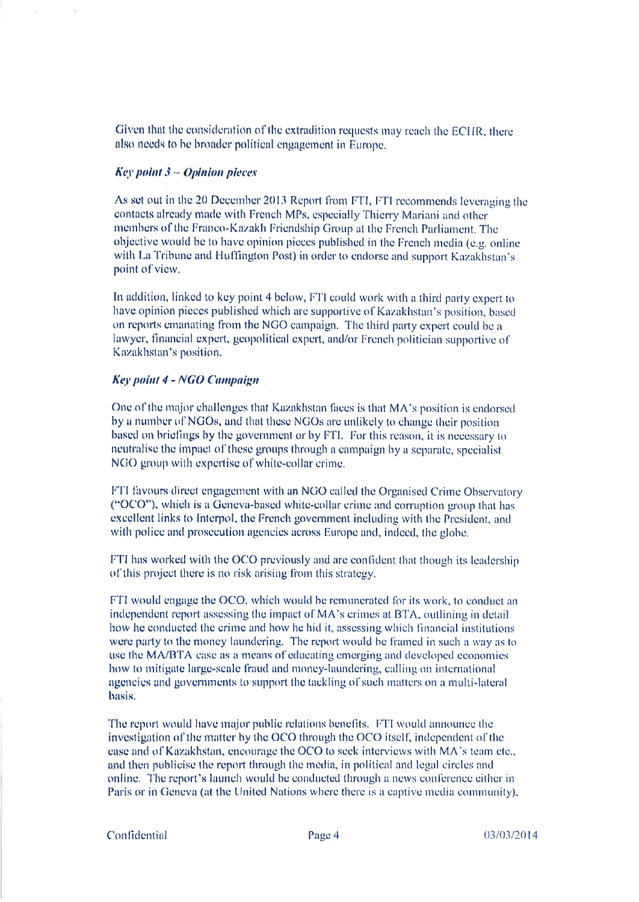Given that the consideration of the extradition requests may reach the ECHR, there also needs to be broader political engagement in Europe.

***Key point 3 – Opinion pieces***

As set out in the 20 December 2013 Report from FTI, FTI recommends leveraging the contacts already made with French MPs, especially Thierry Mariani and other members of the Franco-Kazakh Friendship Group at the French Parliament. The objective would be to have opinion pieces published in the French media (e.g. online with La Tribune and Huffington Post) in order to endorse and support Kazakhstan's point of view.

In addition, linked to key point 4 below, FTI could work with a third party expert to have opinion pieces published which are supportive of Kazakhstan's position, based on reports emanating from the NGO campaign. The third party expert could be a lawyer, financial expert, geopolitical expert, and/or French politician supportive of Kazakhstan's position.

***Key point 4 - NGO Campaign***

One of the major challenges that Kazakhstan faces is that MA's position is endorsed by a number of NGOs, and that these NGOs are unlikely to change their position based on briefings by the government or by FTI. For this reason, it is necessary to neutralise the impact of these groups through a campaign by a separate, specialist NGO group with expertise of white-collar crime.

FTI favours direct engagement with an NGO called the Organised Crime Observatory ("OCO"), which is a Geneva-based white-collar crime and corruption group that has excellent links to Interpol, the French government including with the President, and with police and prosecution agencies across Europe and, indeed, the globe.

FTI has worked with the OCO previously and are confident that though its leadership of this project there is no risk arising from this strategy.

FTI would engage the OCO, which would be remunerated for its work, to conduct an independent report assessing the impact of MA's crimes at BTA, outlining in detail how he conducted the crime and how he hid it, assessing which financial institutions were party to the money laundering. The report would be framed in such a way as to use the MA/BTA case as a means of educating emerging and developed economies how to mitigate large-scale fraud and money-laundering, calling on international agencies and governments to support the tackling of such matters on a multi-lateral basis.

The report would have major public relations benefits. FTI would announce the investigation of the matter by the OCO through the OCO itself, independent of the case and of Kazakhstan, encourage the OCO to seek interviews with MA's team etc., and then publicise the report through the media, in political and legal circles and online. The report's launch would be conducted through a news conference either in Paris or in Geneva (at the United Nations where there is a captive media community),

Confidential 03/03/2014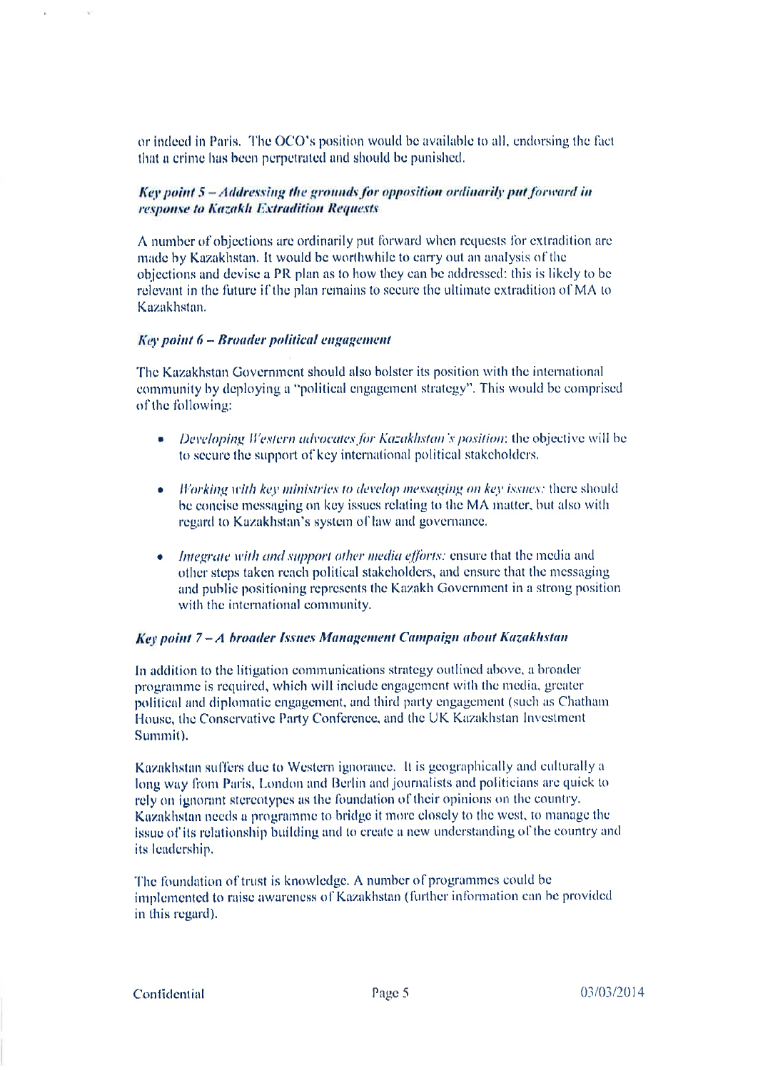or indeed in Paris. The OCO's position would be available to all, endorsing the fact that a crime has been perpetrated and should be punished.

***Key point 5 – Addressing the grounds for opposition ordinarily put forward in response to Kazakh Extradition Requests***

A number of objections are ordinarily put forward when requests for extradition are made by Kazakhstan. It would be worthwhile to carry out an analysis of the objections and devise a PR plan as to how they can be addressed: this is likely to be relevant in the future if the plan remains to secure the ultimate extradition of MA to Kazakhstan.

***Key point 6 – Broader political engagement***

The Kazakhstan Government should also bolster its position with the international community by deploying a "political engagement strategy". This would be comprised of the following:

- *Developing Western advocates for Kazakhstan's position*: the objective will be to secure the support of key international political stakeholders.

- *Working with key ministries to develop messaging on key issues:* there should be concise messaging on key issues relating to the MA matter, but also with regard to Kazakhstan's system of law and governance.

- *Integrate with and support other media efforts:* ensure that the media and other steps taken reach political stakeholders, and ensure that the messaging and public positioning represents the Kazakh Government in a strong position with the international community.

***Key point 7 – A broader Issues Management Campaign about Kazakhstan***

In addition to the litigation communications strategy outlined above, a broader programme is required, which will include engagement with the media, greater political and diplomatic engagement, and third party engagement (such as Chatham House, the Conservative Party Conference, and the UK Kazakhstan Investment Summit).

Kazakhstan suffers due to Western ignorance. It is geographically and culturally a long way from Paris, London and Berlin and journalists and politicians are quick to rely on ignorant stereotypes as the foundation of their opinions on the country. Kazakhstan needs a programme to bridge it more closely to the west, to manage the issue of its relationship building and to create a new understanding of the country and its leadership.

The foundation of trust is knowledge. A number of programmes could be implemented to raise awareness of Kazakhstan (further information can be provided in this regard).

Confidential

03/03/2014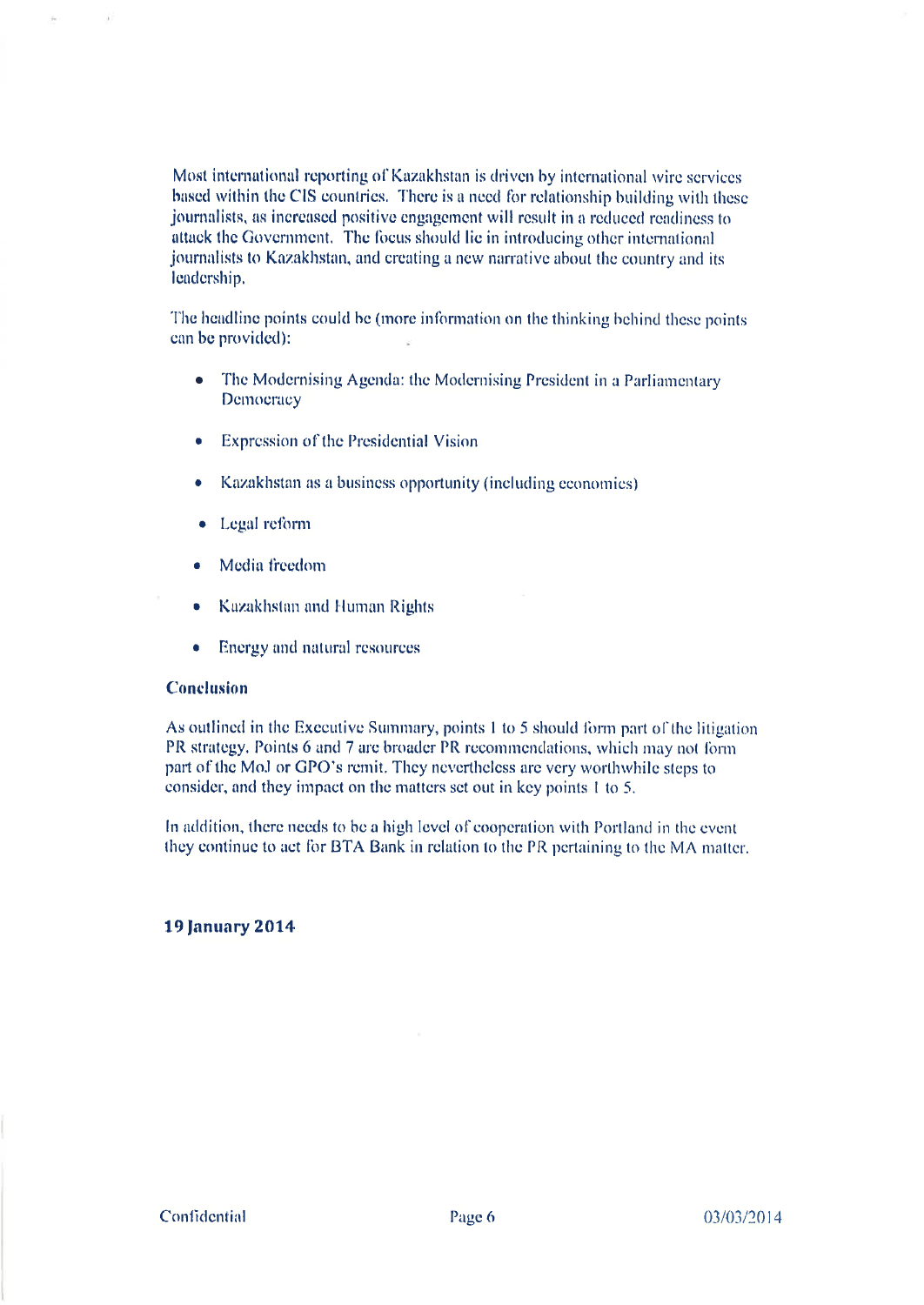Most international reporting of Kazakhstan is driven by international wire services based within the CIS countries. There is a need for relationship building with these journalists, as increased positive engagement will result in a reduced readiness to attack the Government. The focus should lie in introducing other international journalists to Kazakhstan, and creating a new narrative about the country and its leadership.

The headline points could be (more information on the thinking behind these points can be provided):

- The Modernising Agenda: the Modernising President in a Parliamentary Democracy
- Expression of the Presidential Vision
- Kazakhstan as a business opportunity (including economics)
- Legal reform
- Media freedom
- Kazakhstan and Human Rights
- Energy and natural resources

**Conclusion**

As outlined in the Executive Summary, points 1 to 5 should form part of the litigation PR strategy. Points 6 and 7 are broader PR recommendations, which may not form part of the MoJ or GPO's remit. They nevertheless are very worthwhile steps to consider, and they impact on the matters set out in key points 1 to 5.

In addition, there needs to be a high level of cooperation with Portland in the event they continue to act for BTA Bank in relation to the PR pertaining to the MA matter.

**19 January 2014**

Confidential 03/03/2014